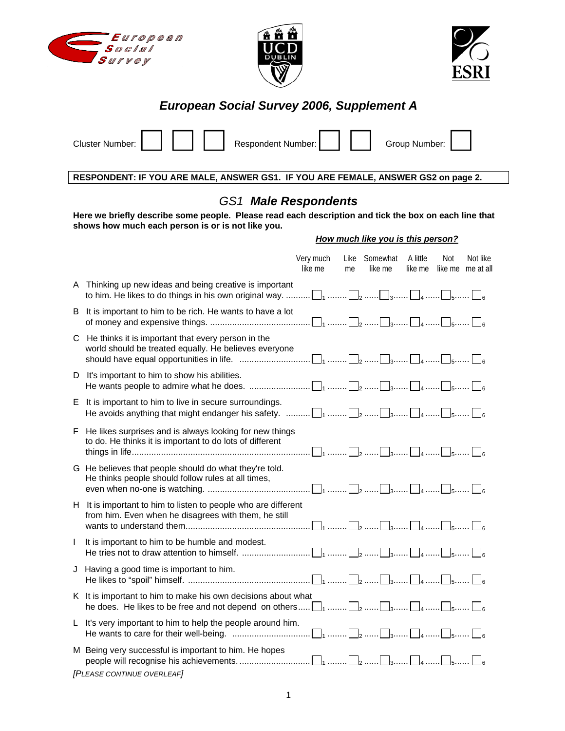# European Social Survey 2006, Supplement A

Cluster Number: ☐ ☐ ☐ Respondent Number: ☐ ☐ Group Number: ☐

**RESPONDENT: IF YOU ARE MALE, ANSWER GS1. IF YOU ARE FEMALE, ANSWER GS2 on page 2.**

## GS1 *Male Respondents*

**Here we briefly describe some people. Please read each description and tick the box on each line that shows how much each person is or is not like you.**

***How much like you is this person?***

| | Very much like me | Like me | Somewhat like me | A little like me | Not like me | Not like me at all |
|---|---|---|---|---|---|---|
| A Thinking up new ideas and being creative is important to him. He likes to do things in his own original way. | ☐1 | ☐2 | ☐3 | ☐4 | ☐5 | ☐6 |
| B It is important to him to be rich. He wants to have a lot of money and expensive things. | ☐1 | ☐2 | ☐3 | ☐4 | ☐5 | ☐6 |
| C He thinks it is important that every person in the world should be treated equally. He believes everyone should have equal opportunities in life. | ☐1 | ☐2 | ☐3 | ☐4 | ☐5 | ☐6 |
| D It's important to him to show his abilities. He wants people to admire what he does. | ☐1 | ☐2 | ☐3 | ☐4 | ☐5 | ☐6 |
| E It is important to him to live in secure surroundings. He avoids anything that might endanger his safety. | ☐1 | ☐2 | ☐3 | ☐4 | ☐5 | ☐6 |
| F He likes surprises and is always looking for new things to do. He thinks it is important to do lots of different things in life. | ☐1 | ☐2 | ☐3 | ☐4 | ☐5 | ☐6 |
| G He believes that people should do what they're told. He thinks people should follow rules at all times, even when no-one is watching. | ☐1 | ☐2 | ☐3 | ☐4 | ☐5 | ☐6 |
| H It is important to him to listen to people who are different from him. Even when he disagrees with them, he still wants to understand them. | ☐1 | ☐2 | ☐3 | ☐4 | ☐5 | ☐6 |
| I It is important to him to be humble and modest. He tries not to draw attention to himself. | ☐1 | ☐2 | ☐3 | ☐4 | ☐5 | ☐6 |
| J Having a good time is important to him. He likes to "spoil" himself. | ☐1 | ☐2 | ☐3 | ☐4 | ☐5 | ☐6 |
| K It is important to him to make his own decisions about what he does. He likes to be free and not depend on others | ☐1 | ☐2 | ☐3 | ☐4 | ☐5 | ☐6 |
| L It's very important to him to help the people around him. He wants to care for their well-being. | ☐1 | ☐2 | ☐3 | ☐4 | ☐5 | ☐6 |
| M Being very successful is important to him. He hopes people will recognise his achievements. | ☐1 | ☐2 | ☐3 | ☐4 | ☐5 | ☐6 |

*[PLEASE CONTINUE OVERLEAF]*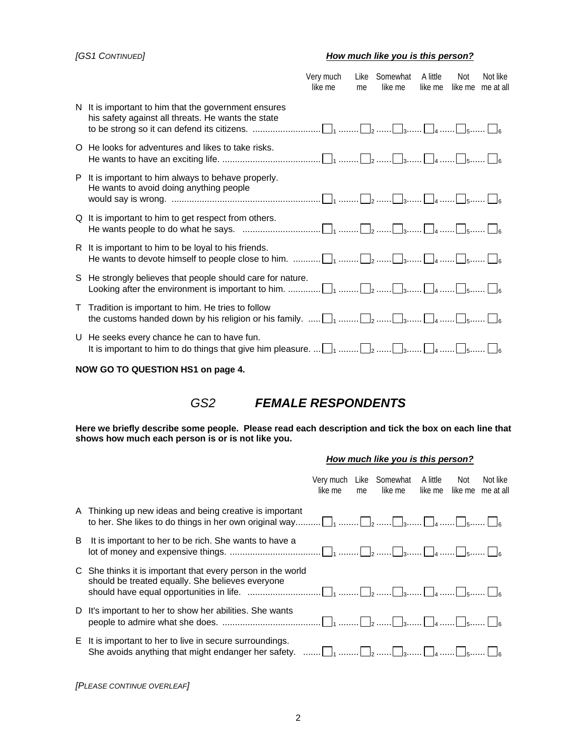*[GS1 CONTINUED]*

***How much like you is this person?***

| | Very much like me | Like me | Somewhat like me | A little like me | Not like me | Not like me at all |
|---|---|---|---|---|---|---|
| N It is important to him that the government ensures his safety against all threats. He wants the state to be strong so it can defend its citizens. | ☐1 | ☐2 | ☐3 | ☐4 | ☐5 | ☐6 |
| O He looks for adventures and likes to take risks. He wants to have an exciting life. | ☐1 | ☐2 | ☐3 | ☐4 | ☐5 | ☐6 |
| P It is important to him always to behave properly. He wants to avoid doing anything people would say is wrong. | ☐1 | ☐2 | ☐3 | ☐4 | ☐5 | ☐6 |
| Q It is important to him to get respect from others. He wants people to do what he says. | ☐1 | ☐2 | ☐3 | ☐4 | ☐5 | ☐6 |
| R It is important to him to be loyal to his friends. He wants to devote himself to people close to him. | ☐1 | ☐2 | ☐3 | ☐4 | ☐5 | ☐6 |
| S He strongly believes that people should care for nature. Looking after the environment is important to him. | ☐1 | ☐2 | ☐3 | ☐4 | ☐5 | ☐6 |
| T Tradition is important to him. He tries to follow the customs handed down by his religion or his family. | ☐1 | ☐2 | ☐3 | ☐4 | ☐5 | ☐6 |
| U He seeks every chance he can to have fun. It is important to him to do things that give him pleasure. | ☐1 | ☐2 | ☐3 | ☐4 | ☐5 | ☐6 |

**NOW GO TO QUESTION HS1 on page 4.**

## *GS2 FEMALE RESPONDENTS*

**Here we briefly describe some people. Please read each description and tick the box on each line that shows how much each person is or is not like you.**

***How much like you is this person?***

| | Very much like me | Like me | Somewhat like me | A little like me | Not like me | Not like me at all |
|---|---|---|---|---|---|---|
| A Thinking up new ideas and being creative is important to her. She likes to do things in her own original way. | ☐1 | ☐2 | ☐3 | ☐4 | ☐5 | ☐6 |
| B It is important to her to be rich. She wants to have a lot of money and expensive things. | ☐1 | ☐2 | ☐3 | ☐4 | ☐5 | ☐6 |
| C She thinks it is important that every person in the world should be treated equally. She believes everyone should have equal opportunities in life. | ☐1 | ☐2 | ☐3 | ☐4 | ☐5 | ☐6 |
| D It's important to her to show her abilities. She wants people to admire what she does. | ☐1 | ☐2 | ☐3 | ☐4 | ☐5 | ☐6 |
| E It is important to her to live in secure surroundings. She avoids anything that might endanger her safety. | ☐1 | ☐2 | ☐3 | ☐4 | ☐5 | ☐6 |

*[PLEASE CONTINUE OVERLEAF]*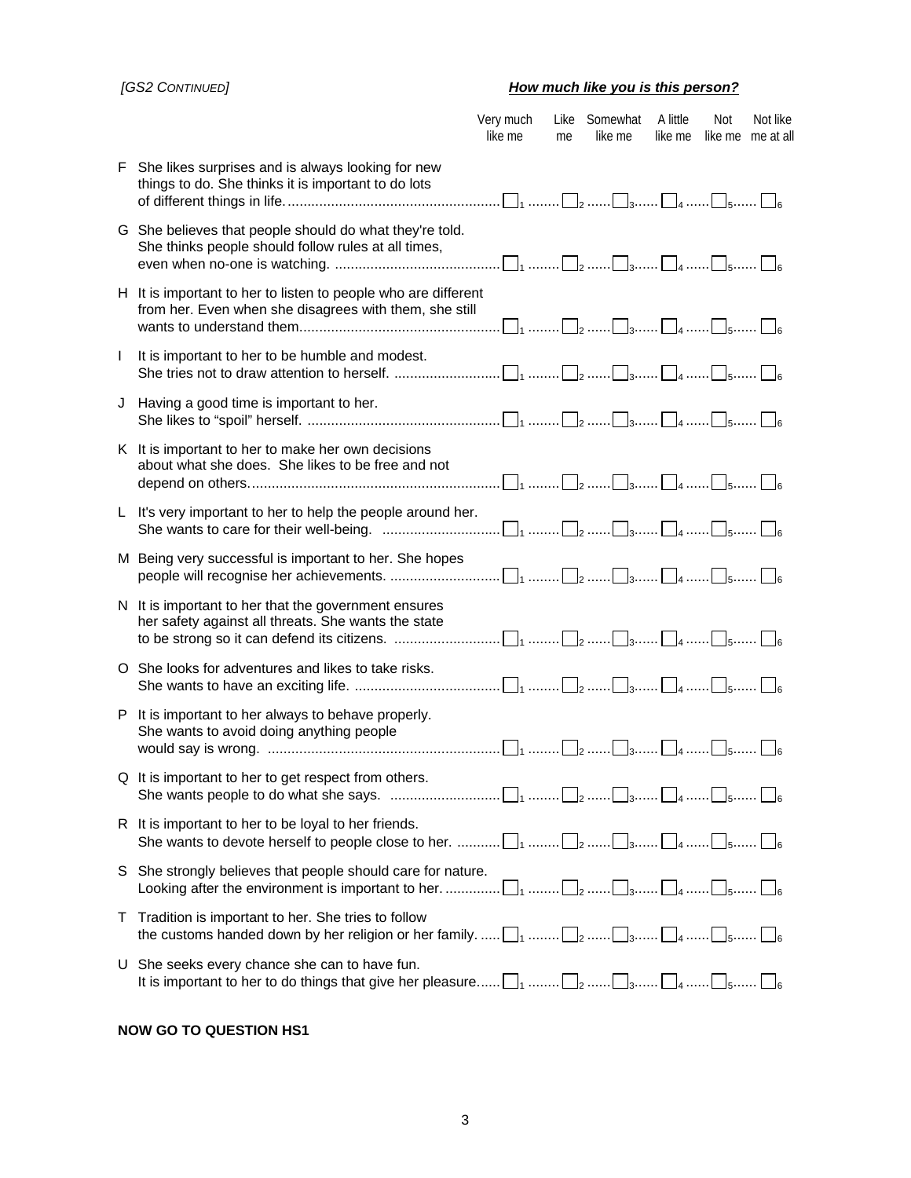*[GS2 CONTINUED]* ***How much like you is this person?***

| | | Very much like me | Like me | Somewhat like me | A little like me | Not like me | Not like me at all |
|---|---|---|---|---|---|---|---|
| F | She likes surprises and is always looking for new things to do. She thinks it is important to do lots of different things in life. | ☐1 | ☐2 | ☐3 | ☐4 | ☐5 | ☐6 |
| G | She believes that people should do what they're told. She thinks people should follow rules at all times, even when no-one is watching. | ☐1 | ☐2 | ☐3 | ☐4 | ☐5 | ☐6 |
| H | It is important to her to listen to people who are different from her. Even when she disagrees with them, she still wants to understand them. | ☐1 | ☐2 | ☐3 | ☐4 | ☐5 | ☐6 |
| I | It is important to her to be humble and modest. She tries not to draw attention to herself. | ☐1 | ☐2 | ☐3 | ☐4 | ☐5 | ☐6 |
| J | Having a good time is important to her. She likes to "spoil" herself. | ☐1 | ☐2 | ☐3 | ☐4 | ☐5 | ☐6 |
| K | It is important to her to make her own decisions about what she does. She likes to be free and not depend on others. | ☐1 | ☐2 | ☐3 | ☐4 | ☐5 | ☐6 |
| L | It's very important to her to help the people around her. She wants to care for their well-being. | ☐1 | ☐2 | ☐3 | ☐4 | ☐5 | ☐6 |
| M | Being very successful is important to her. She hopes people will recognise her achievements. | ☐1 | ☐2 | ☐3 | ☐4 | ☐5 | ☐6 |
| N | It is important to her that the government ensures her safety against all threats. She wants the state to be strong so it can defend its citizens. | ☐1 | ☐2 | ☐3 | ☐4 | ☐5 | ☐6 |
| O | She looks for adventures and likes to take risks. She wants to have an exciting life. | ☐1 | ☐2 | ☐3 | ☐4 | ☐5 | ☐6 |
| P | It is important to her always to behave properly. She wants to avoid doing anything people would say is wrong. | ☐1 | ☐2 | ☐3 | ☐4 | ☐5 | ☐6 |
| Q | It is important to her to get respect from others. She wants people to do what she says. | ☐1 | ☐2 | ☐3 | ☐4 | ☐5 | ☐6 |
| R | It is important to her to be loyal to her friends. She wants to devote herself to people close to her. | ☐1 | ☐2 | ☐3 | ☐4 | ☐5 | ☐6 |
| S | She strongly believes that people should care for nature. Looking after the environment is important to her. | ☐1 | ☐2 | ☐3 | ☐4 | ☐5 | ☐6 |
| T | Tradition is important to her. She tries to follow the customs handed down by her religion or her family. | ☐1 | ☐2 | ☐3 | ☐4 | ☐5 | ☐6 |
| U | She seeks every chance she can to have fun. It is important to her to do things that give her pleasure. | ☐1 | ☐2 | ☐3 | ☐4 | ☐5 | ☐6 |

**NOW GO TO QUESTION HS1**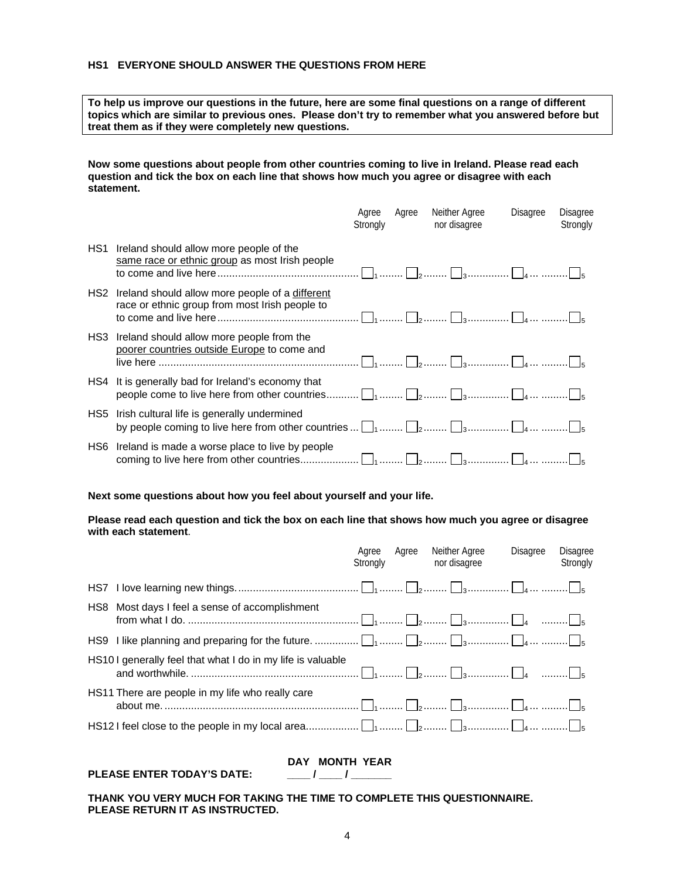**HS1 EVERYONE SHOULD ANSWER THE QUESTIONS FROM HERE**

**To help us improve our questions in the future, here are some final questions on a range of different topics which are similar to previous ones. Please don't try to remember what you answered before but treat them as if they were completely new questions.**

**Now some questions about people from other countries coming to live in Ireland. Please read each question and tick the box on each line that shows how much you agree or disagree with each statement.**

| | | Agree Strongly | Agree | Neither Agree nor disagree | Disagree | Disagree Strongly |
|---|---|---|---|---|---|---|
| HS1 | Ireland should allow more people of the <u>same race or ethnic group</u> as most Irish people to come and live here | ☐ 1 | ☐ 2 | ☐ 3 | ☐ 4 | ☐ 5 |
| HS2 | Ireland should allow more people of a <u>different</u> race or ethnic group from most Irish people to to come and live here | ☐ 1 | ☐ 2 | ☐ 3 | ☐ 4 | ☐ 5 |
| HS3 | Ireland should allow more people from the <u>poorer countries outside Europe</u> to come and live here | ☐ 1 | ☐ 2 | ☐ 3 | ☐ 4 | ☐ 5 |
| HS4 | It is generally bad for Ireland's economy that people come to live here from other countries | ☐ 1 | ☐ 2 | ☐ 3 | ☐ 4 | ☐ 5 |
| HS5 | Irish cultural life is generally undermined by people coming to live here from other countries | ☐ 1 | ☐ 2 | ☐ 3 | ☐ 4 | ☐ 5 |
| HS6 | Ireland is made a worse place to live by people coming to live here from other countries | ☐ 1 | ☐ 2 | ☐ 3 | ☐ 4 | ☐ 5 |

**Next some questions about how you feel about yourself and your life.**

**Please read each question and tick the box on each line that shows how much you agree or disagree with each statement**.

| | | Agree Strongly | Agree | Neither Agree nor disagree | Disagree | Disagree Strongly |
|---|---|---|---|---|---|---|
| HS7 | I love learning new things. | ☐ 1 | ☐ 2 | ☐ 3 | ☐ 4 | ☐ 5 |
| HS8 | Most days I feel a sense of accomplishment from what I do. | ☐ 1 | ☐ 2 | ☐ 3 | ☐ 4 | ☐ 5 |
| HS9 | I like planning and preparing for the future. | ☐ 1 | ☐ 2 | ☐ 3 | ☐ 4 | ☐ 5 |
| HS10 | I generally feel that what I do in my life is valuable and worthwhile. | ☐ 1 | ☐ 2 | ☐ 3 | ☐ 4 | ☐ 5 |
| HS11 | There are people in my life who really care about me. | ☐ 1 | ☐ 2 | ☐ 3 | ☐ 4 | ☐ 5 |
| HS12 | I feel close to the people in my local area. | ☐ 1 | ☐ 2 | ☐ 3 | ☐ 4 | ☐ 5 |

**PLEASE ENTER TODAY'S DATE:** **DAY MONTH YEAR** ____ / ____ / ______

**THANK YOU VERY MUCH FOR TAKING THE TIME TO COMPLETE THIS QUESTIONNAIRE. PLEASE RETURN IT AS INSTRUCTED.**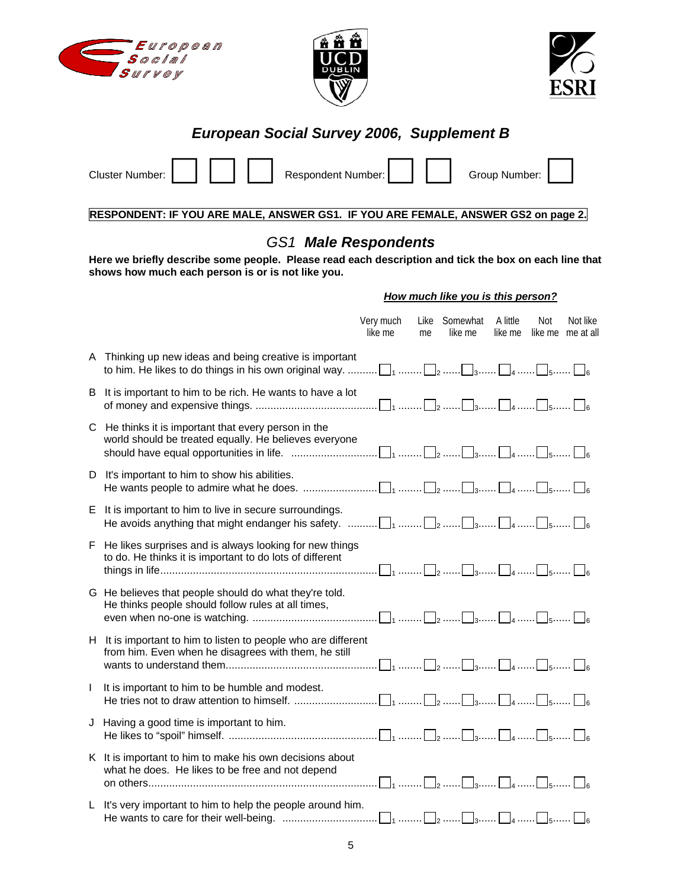# European Social Survey 2006, Supplement B

Cluster Number: ☐ ☐ ☐ Respondent Number: ☐ ☐ Group Number: ☐

**RESPONDENT: IF YOU ARE MALE, ANSWER GS1. IF YOU ARE FEMALE, ANSWER GS2 on page 2.**

## GS1 *Male Respondents*

**Here we briefly describe some people. Please read each description and tick the box on each line that shows how much each person is or is not like you.**

***How much like you is this person?***

| | | Very much like me | Like me | Somewhat like me | A little like me | Not like me | Not like me at all |
|---|---|---|---|---|---|---|---|
| A | Thinking up new ideas and being creative is important to him. He likes to do things in his own original way. | ☐1 | ☐2 | ☐3 | ☐4 | ☐5 | ☐6 |
| B | It is important to him to be rich. He wants to have a lot of money and expensive things. | ☐1 | ☐2 | ☐3 | ☐4 | ☐5 | ☐6 |
| C | He thinks it is important that every person in the world should be treated equally. He believes everyone should have equal opportunities in life. | ☐1 | ☐2 | ☐3 | ☐4 | ☐5 | ☐6 |
| D | It's important to him to show his abilities. He wants people to admire what he does. | ☐1 | ☐2 | ☐3 | ☐4 | ☐5 | ☐6 |
| E | It is important to him to live in secure surroundings. He avoids anything that might endanger his safety. | ☐1 | ☐2 | ☐3 | ☐4 | ☐5 | ☐6 |
| F | He likes surprises and is always looking for new things to do. He thinks it is important to do lots of different things in life. | ☐1 | ☐2 | ☐3 | ☐4 | ☐5 | ☐6 |
| G | He believes that people should do what they're told. He thinks people should follow rules at all times, even when no-one is watching. | ☐1 | ☐2 | ☐3 | ☐4 | ☐5 | ☐6 |
| H | It is important to him to listen to people who are different from him. Even when he disagrees with them, he still wants to understand them. | ☐1 | ☐2 | ☐3 | ☐4 | ☐5 | ☐6 |
| I | It is important to him to be humble and modest. He tries not to draw attention to himself. | ☐1 | ☐2 | ☐3 | ☐4 | ☐5 | ☐6 |
| J | Having a good time is important to him. He likes to "spoil" himself. | ☐1 | ☐2 | ☐3 | ☐4 | ☐5 | ☐6 |
| K | It is important to him to make his own decisions about what he does. He likes to be free and not depend on others. | ☐1 | ☐2 | ☐3 | ☐4 | ☐5 | ☐6 |
| L | It's very important to him to help the people around him. He wants to care for their well-being. | ☐1 | ☐2 | ☐3 | ☐4 | ☐5 | ☐6 |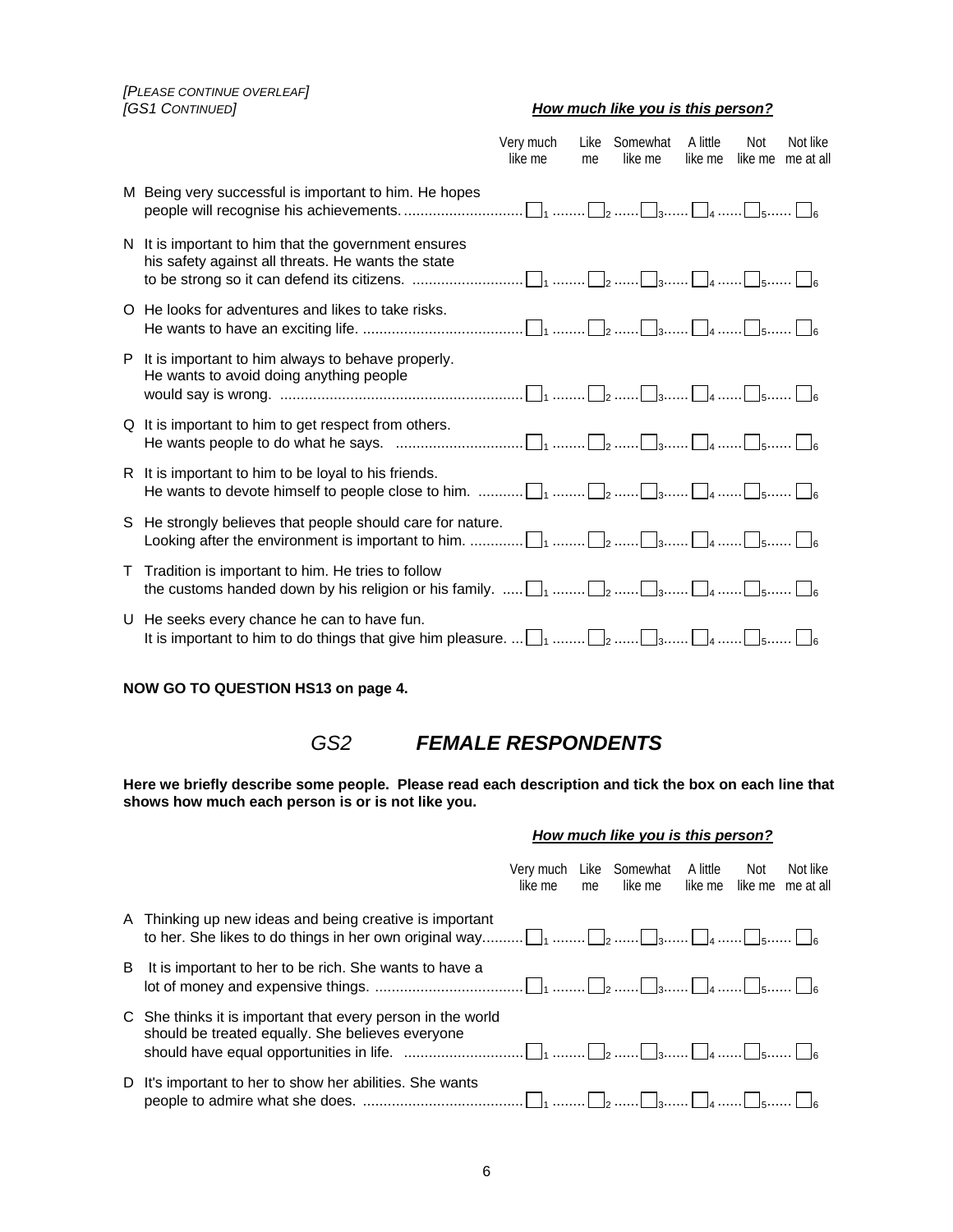*[PLEASE CONTINUE OVERLEAF]*
*[GS1 CONTINUED]*

***How much like you is this person?***

| | | Very much like me | Like me | Somewhat like me | A little like me | Not like me | Not like me at all |
|---|---|---|---|---|---|---|---|
| M | Being very successful is important to him. He hopes people will recognise his achievements. | ☐ 1 | ☐ 2 | ☐ 3 | ☐ 4 | ☐ 5 | ☐ 6 |
| N | It is important to him that the government ensures his safety against all threats. He wants the state to be strong so it can defend its citizens. | ☐ 1 | ☐ 2 | ☐ 3 | ☐ 4 | ☐ 5 | ☐ 6 |
| O | He looks for adventures and likes to take risks. He wants to have an exciting life. | ☐ 1 | ☐ 2 | ☐ 3 | ☐ 4 | ☐ 5 | ☐ 6 |
| P | It is important to him always to behave properly. He wants to avoid doing anything people would say is wrong. | ☐ 1 | ☐ 2 | ☐ 3 | ☐ 4 | ☐ 5 | ☐ 6 |
| Q | It is important to him to get respect from others. He wants people to do what he says. | ☐ 1 | ☐ 2 | ☐ 3 | ☐ 4 | ☐ 5 | ☐ 6 |
| R | It is important to him to be loyal to his friends. He wants to devote himself to people close to him. | ☐ 1 | ☐ 2 | ☐ 3 | ☐ 4 | ☐ 5 | ☐ 6 |
| S | He strongly believes that people should care for nature. Looking after the environment is important to him. | ☐ 1 | ☐ 2 | ☐ 3 | ☐ 4 | ☐ 5 | ☐ 6 |
| T | Tradition is important to him. He tries to follow the customs handed down by his religion or his family. | ☐ 1 | ☐ 2 | ☐ 3 | ☐ 4 | ☐ 5 | ☐ 6 |
| U | He seeks every chance he can to have fun. It is important to him to do things that give him pleasure. | ☐ 1 | ☐ 2 | ☐ 3 | ☐ 4 | ☐ 5 | ☐ 6 |

**NOW GO TO QUESTION HS13 on page 4.**

## *GS2 FEMALE RESPONDENTS*

**Here we briefly describe some people. Please read each description and tick the box on each line that shows how much each person is or is not like you.**

***How much like you is this person?***

| | | Very much like me | Like me | Somewhat like me | A little like me | Not like me | Not like me at all |
|---|---|---|---|---|---|---|---|
| A | Thinking up new ideas and being creative is important to her. She likes to do things in her own original way. | ☐ 1 | ☐ 2 | ☐ 3 | ☐ 4 | ☐ 5 | ☐ 6 |
| B | It is important to her to be rich. She wants to have a lot of money and expensive things. | ☐ 1 | ☐ 2 | ☐ 3 | ☐ 4 | ☐ 5 | ☐ 6 |
| C | She thinks it is important that every person in the world should be treated equally. She believes everyone should have equal opportunities in life. | ☐ 1 | ☐ 2 | ☐ 3 | ☐ 4 | ☐ 5 | ☐ 6 |
| D | It's important to her to show her abilities. She wants people to admire what she does. | ☐ 1 | ☐ 2 | ☐ 3 | ☐ 4 | ☐ 5 | ☐ 6 |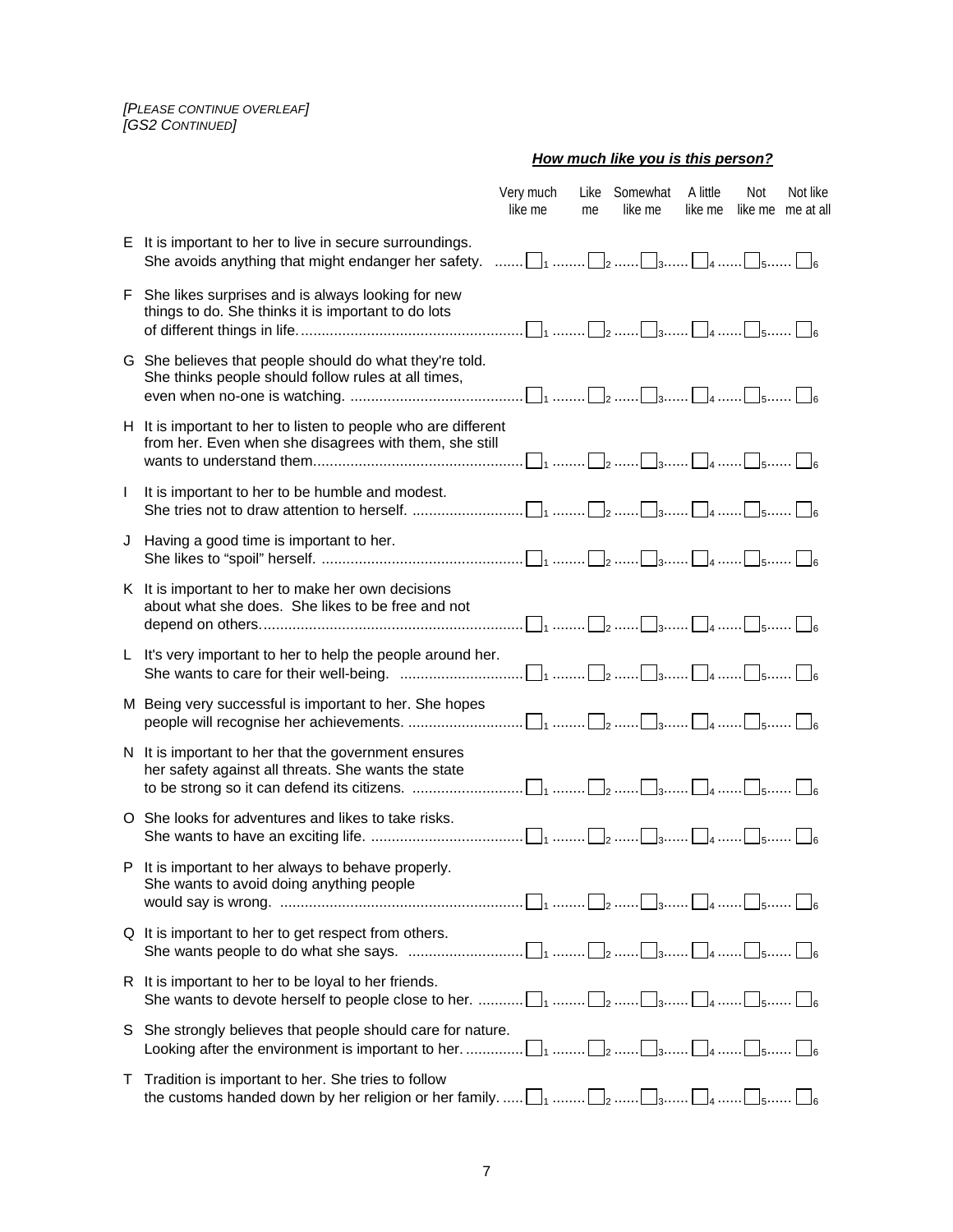*[PLEASE CONTINUE OVERLEAF]*
*[GS2 CONTINUED]*

***How much like you is this person?***

| | | Very much like me | Like me | Somewhat like me | A little like me | Not like me | Not like me at all |
|---|---|---|---|---|---|---|---|
| E | It is important to her to live in secure surroundings. She avoids anything that might endanger her safety. | ☐1 | ☐2 | ☐3 | ☐4 | ☐5 | ☐6 |
| F | She likes surprises and is always looking for new things to do. She thinks it is important to do lots of different things in life. | ☐1 | ☐2 | ☐3 | ☐4 | ☐5 | ☐6 |
| G | She believes that people should do what they're told. She thinks people should follow rules at all times, even when no-one is watching. | ☐1 | ☐2 | ☐3 | ☐4 | ☐5 | ☐6 |
| H | It is important to her to listen to people who are different from her. Even when she disagrees with them, she still wants to understand them. | ☐1 | ☐2 | ☐3 | ☐4 | ☐5 | ☐6 |
| I | It is important to her to be humble and modest. She tries not to draw attention to herself. | ☐1 | ☐2 | ☐3 | ☐4 | ☐5 | ☐6 |
| J | Having a good time is important to her. She likes to "spoil" herself. | ☐1 | ☐2 | ☐3 | ☐4 | ☐5 | ☐6 |
| K | It is important to her to make her own decisions about what she does. She likes to be free and not depend on others. | ☐1 | ☐2 | ☐3 | ☐4 | ☐5 | ☐6 |
| L | It's very important to her to help the people around her. She wants to care for their well-being. | ☐1 | ☐2 | ☐3 | ☐4 | ☐5 | ☐6 |
| M | Being very successful is important to her. She hopes people will recognise her achievements. | ☐1 | ☐2 | ☐3 | ☐4 | ☐5 | ☐6 |
| N | It is important to her that the government ensures her safety against all threats. She wants the state to be strong so it can defend its citizens. | ☐1 | ☐2 | ☐3 | ☐4 | ☐5 | ☐6 |
| O | She looks for adventures and likes to take risks. She wants to have an exciting life. | ☐1 | ☐2 | ☐3 | ☐4 | ☐5 | ☐6 |
| P | It is important to her always to behave properly. She wants to avoid doing anything people would say is wrong. | ☐1 | ☐2 | ☐3 | ☐4 | ☐5 | ☐6 |
| Q | It is important to her to get respect from others. She wants people to do what she says. | ☐1 | ☐2 | ☐3 | ☐4 | ☐5 | ☐6 |
| R | It is important to her to be loyal to her friends. She wants to devote herself to people close to her. | ☐1 | ☐2 | ☐3 | ☐4 | ☐5 | ☐6 |
| S | She strongly believes that people should care for nature. Looking after the environment is important to her. | ☐1 | ☐2 | ☐3 | ☐4 | ☐5 | ☐6 |
| T | Tradition is important to her. She tries to follow the customs handed down by her religion or her family. | ☐1 | ☐2 | ☐3 | ☐4 | ☐5 | ☐6 |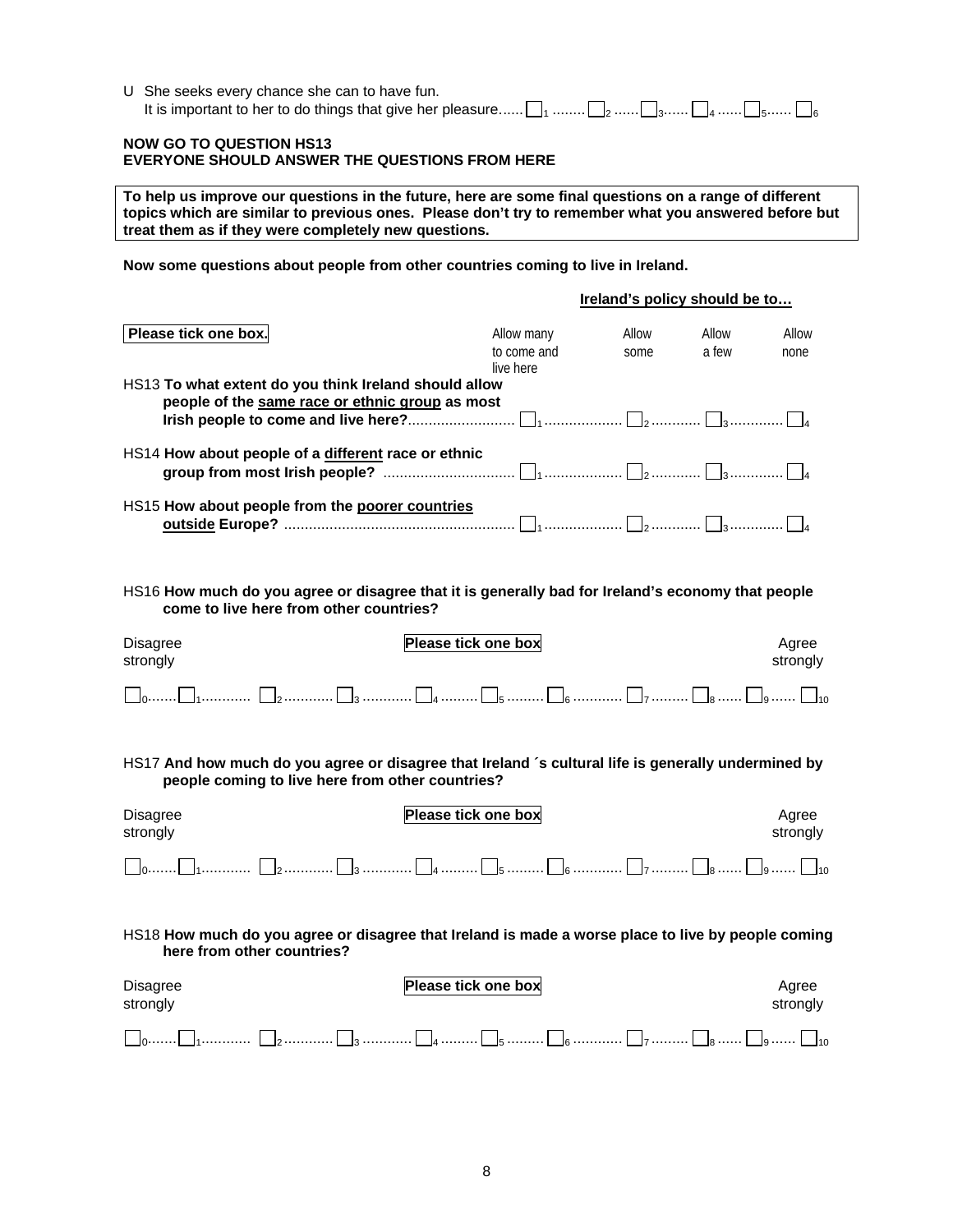U She seeks every chance she can to have fun.
It is important to her to do things that give her pleasure...... ☐1 ........ ☐2 ...... ☐3...... ☐4 ...... ☐5...... ☐6

**NOW GO TO QUESTION HS13**
**EVERYONE SHOULD ANSWER THE QUESTIONS FROM HERE**

**To help us improve our questions in the future, here are some final questions on a range of different topics which are similar to previous ones. Please don't try to remember what you answered before but treat them as if they were completely new questions.**

**Now some questions about people from other countries coming to live in Ireland.**

| **Please tick one box.** | Ireland's policy should be to… Allow many to come and live here | Allow some | Allow a few | Allow none |
|---|---|---|---|---|
| HS13 **To what extent do you think Ireland should allow people of the <u>same race or ethnic group</u> as most Irish people to come and live here?** | ☐1 | ☐2 | ☐3 | ☐4 |
| HS14 **How about people of a <u>different</u> race or ethnic group from most Irish people?** | ☐1 | ☐2 | ☐3 | ☐4 |
| HS15 **How about people from the <u>poorer countries outside</u> Europe?** | ☐1 | ☐2 | ☐3 | ☐4 |

HS16 **How much do you agree or disagree that it is generally bad for Ireland's economy that people come to live here from other countries?**

Disagree strongly — **Please tick one box** — Agree strongly

☐0....... ☐1............ ☐2............ ☐3............ ☐4......... ☐5......... ☐6............ ☐7......... ☐8...... ☐9...... ☐10

HS17 **And how much do you agree or disagree that Ireland´s cultural life is generally undermined by people coming to live here from other countries?**

Disagree strongly — **Please tick one box** — Agree strongly

☐0....... ☐1............ ☐2............ ☐3............ ☐4......... ☐5......... ☐6............ ☐7......... ☐8...... ☐9...... ☐10

HS18 **How much do you agree or disagree that Ireland is made a worse place to live by people coming here from other countries?**

Disagree strongly — **Please tick one box** — Agree strongly

☐0....... ☐1............ ☐2............ ☐3............ ☐4......... ☐5......... ☐6............ ☐7......... ☐8...... ☐9...... ☐10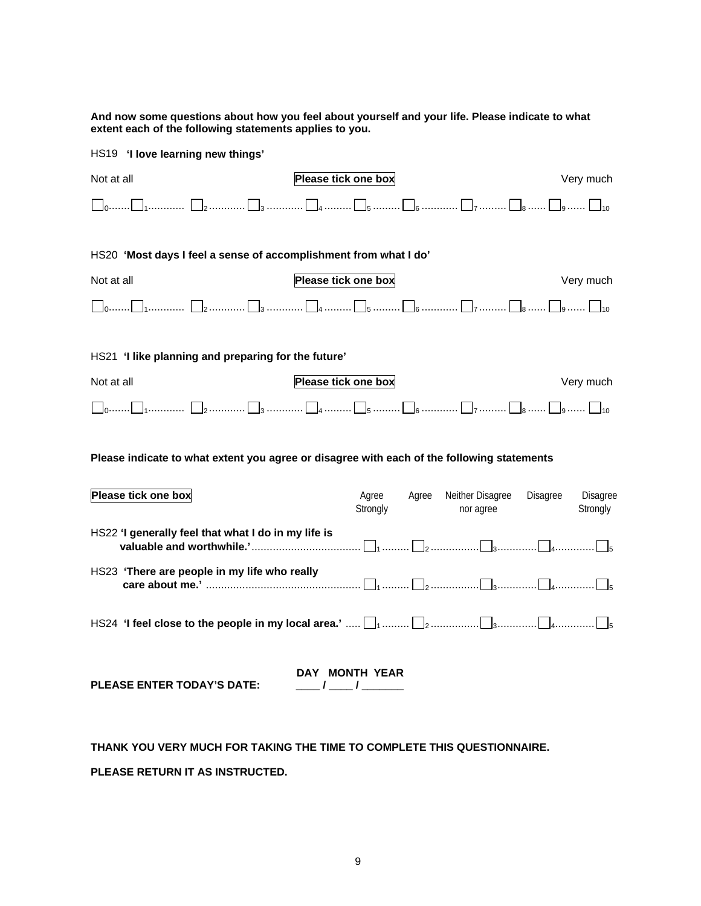**And now some questions about how you feel about yourself and your life. Please indicate to what extent each of the following statements applies to you.**

HS19 **'I love learning new things'**

Not at all — **Please tick one box** — Very much

☐ 0 ....... ☐ 1 ........... ☐ 2 ........... ☐ 3 ........... ☐ 4 ......... ☐ 5 ......... ☐ 6 ........... ☐ 7 ......... ☐ 8 ...... ☐ 9 ...... ☐ 10

HS20 **'Most days I feel a sense of accomplishment from what I do'**

Not at all — **Please tick one box** — Very much

☐ 0 ....... ☐ 1 ........... ☐ 2 ........... ☐ 3 ........... ☐ 4 ......... ☐ 5 ......... ☐ 6 ........... ☐ 7 ......... ☐ 8 ...... ☐ 9 ...... ☐ 10

HS21 **'I like planning and preparing for the future'**

Not at all — **Please tick one box** — Very much

☐ 0 ....... ☐ 1 ........... ☐ 2 ........... ☐ 3 ........... ☐ 4 ......... ☐ 5 ......... ☐ 6 ........... ☐ 7 ......... ☐ 8 ...... ☐ 9 ...... ☐ 10

**Please indicate to what extent you agree or disagree with each of the following statements**

| **Please tick one box** | Agree Strongly | Agree | Neither Disagree nor agree | Disagree | Disagree Strongly |
|---|---|---|---|---|---|
| HS22 **'I generally feel that what I do in my life is valuable and worthwhile.'** | ☐ 1 | ☐ 2 | ☐ 3 | ☐ 4 | ☐ 5 |
| HS23 **'There are people in my life who really care about me.'** | ☐ 1 | ☐ 2 | ☐ 3 | ☐ 4 | ☐ 5 |
| HS24 **'I feel close to the people in my local area.'** | ☐ 1 | ☐ 2 | ☐ 3 | ☐ 4 | ☐ 5 |

**PLEASE ENTER TODAY'S DATE:** **DAY** ____ / **MONTH** ____ / **YEAR** _______

**THANK YOU VERY MUCH FOR TAKING THE TIME TO COMPLETE THIS QUESTIONNAIRE.**

**PLEASE RETURN IT AS INSTRUCTED.**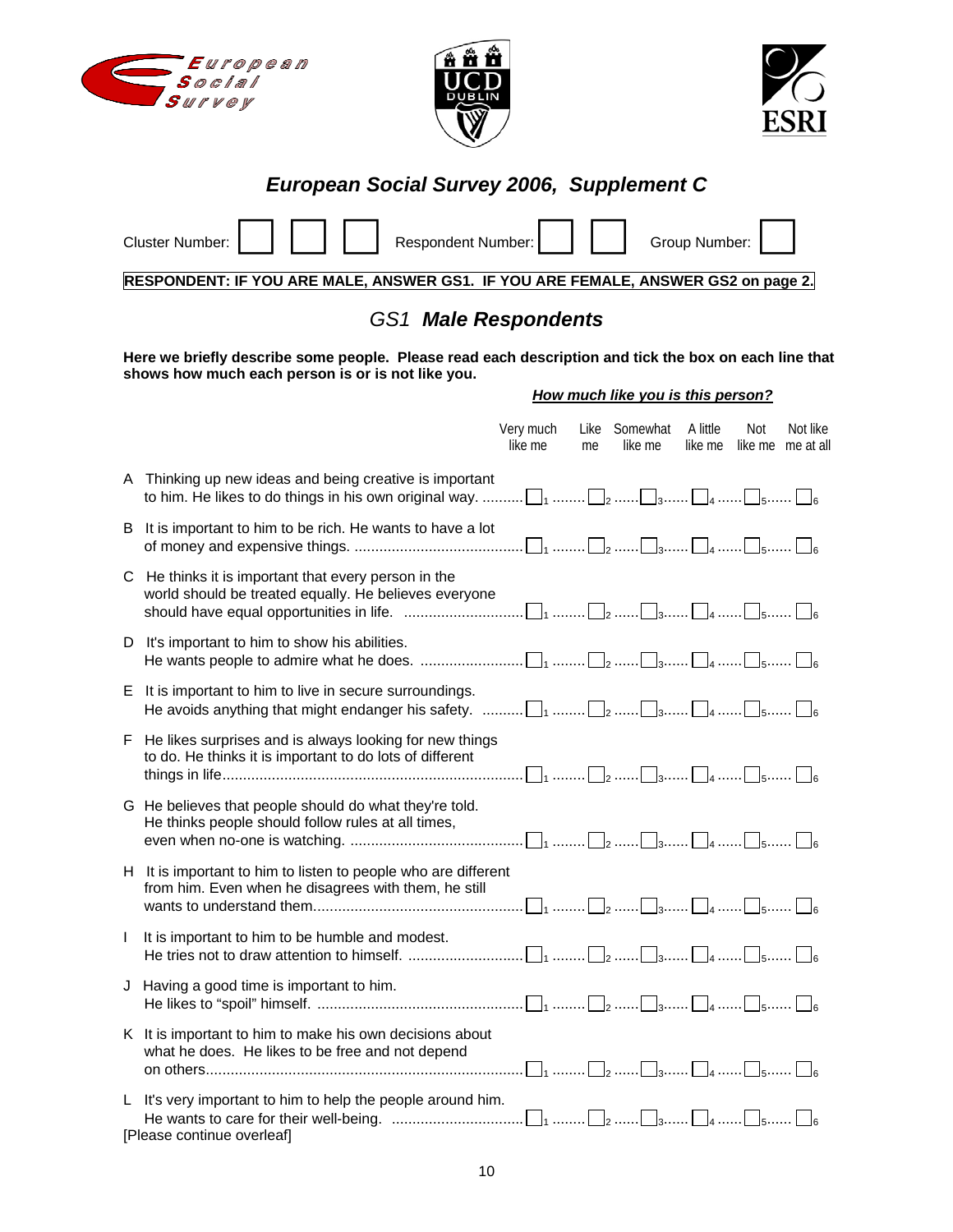# European Social Survey 2006, Supplement C

Cluster Number: ☐ ☐ ☐ Respondent Number: ☐ ☐ Group Number: ☐

**RESPONDENT: IF YOU ARE MALE, ANSWER GS1. IF YOU ARE FEMALE, ANSWER GS2 on page 2.**

## GS1 *Male Respondents*

**Here we briefly describe some people. Please read each description and tick the box on each line that shows how much each person is or is not like you.**

***How much like you is this person?***

| | | Very much like me | Like me | Somewhat like me | A little like me | Not like me | Not like me at all |
|---|---|---|---|---|---|---|---|
| A | Thinking up new ideas and being creative is important to him. He likes to do things in his own original way. | ☐1 | ☐2 | ☐3 | ☐4 | ☐5 | ☐6 |
| B | It is important to him to be rich. He wants to have a lot of money and expensive things. | ☐1 | ☐2 | ☐3 | ☐4 | ☐5 | ☐6 |
| C | He thinks it is important that every person in the world should be treated equally. He believes everyone should have equal opportunities in life. | ☐1 | ☐2 | ☐3 | ☐4 | ☐5 | ☐6 |
| D | It's important to him to show his abilities. He wants people to admire what he does. | ☐1 | ☐2 | ☐3 | ☐4 | ☐5 | ☐6 |
| E | It is important to him to live in secure surroundings. He avoids anything that might endanger his safety. | ☐1 | ☐2 | ☐3 | ☐4 | ☐5 | ☐6 |
| F | He likes surprises and is always looking for new things to do. He thinks it is important to do lots of different things in life | ☐1 | ☐2 | ☐3 | ☐4 | ☐5 | ☐6 |
| G | He believes that people should do what they're told. He thinks people should follow rules at all times, even when no-one is watching. | ☐1 | ☐2 | ☐3 | ☐4 | ☐5 | ☐6 |
| H | It is important to him to listen to people who are different from him. Even when he disagrees with them, he still wants to understand them | ☐1 | ☐2 | ☐3 | ☐4 | ☐5 | ☐6 |
| I | It is important to him to be humble and modest. He tries not to draw attention to himself. | ☐1 | ☐2 | ☐3 | ☐4 | ☐5 | ☐6 |
| J | Having a good time is important to him. He likes to "spoil" himself. | ☐1 | ☐2 | ☐3 | ☐4 | ☐5 | ☐6 |
| K | It is important to him to make his own decisions about what he does. He likes to be free and not depend on others | ☐1 | ☐2 | ☐3 | ☐4 | ☐5 | ☐6 |
| L | It's very important to him to help the people around him. He wants to care for their well-being. | ☐1 | ☐2 | ☐3 | ☐4 | ☐5 | ☐6 |

[Please continue overleaf]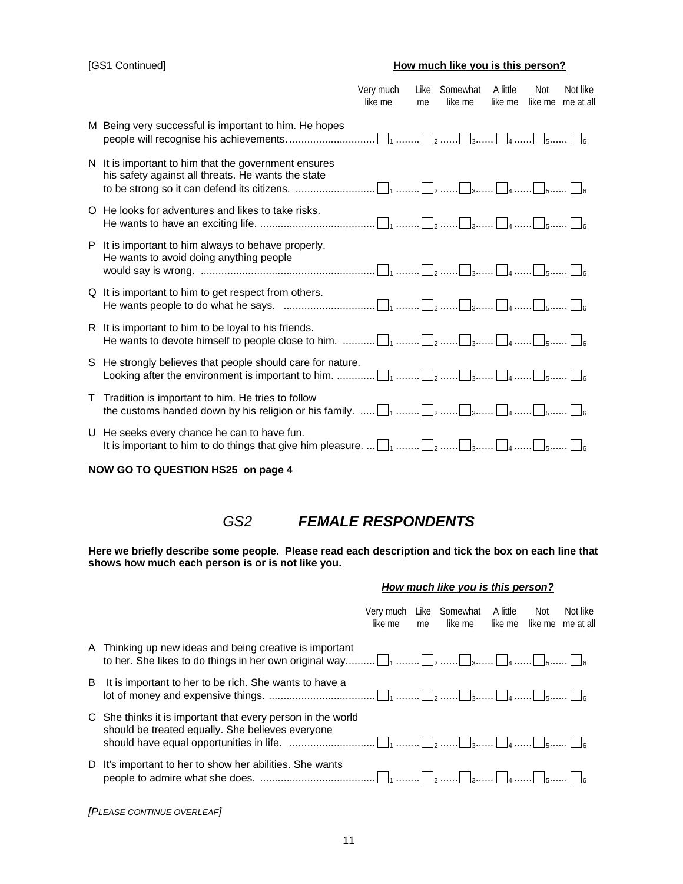[GS1 Continued]

**How much like you is this person?**

| | | Very much like me | Like me | Somewhat like me | A little like me | Not like me | Not like me at all |
|---|---|---|---|---|---|---|---|
| M | Being very successful is important to him. He hopes people will recognise his achievements. | ☐1 | ☐2 | ☐3 | ☐4 | ☐5 | ☐6 |
| N | It is important to him that the government ensures his safety against all threats. He wants the state to be strong so it can defend its citizens. | ☐1 | ☐2 | ☐3 | ☐4 | ☐5 | ☐6 |
| O | He looks for adventures and likes to take risks. He wants to have an exciting life. | ☐1 | ☐2 | ☐3 | ☐4 | ☐5 | ☐6 |
| P | It is important to him always to behave properly. He wants to avoid doing anything people would say is wrong. | ☐1 | ☐2 | ☐3 | ☐4 | ☐5 | ☐6 |
| Q | It is important to him to get respect from others. He wants people to do what he says. | ☐1 | ☐2 | ☐3 | ☐4 | ☐5 | ☐6 |
| R | It is important to him to be loyal to his friends. He wants to devote himself to people close to him. | ☐1 | ☐2 | ☐3 | ☐4 | ☐5 | ☐6 |
| S | He strongly believes that people should care for nature. Looking after the environment is important to him. | ☐1 | ☐2 | ☐3 | ☐4 | ☐5 | ☐6 |
| T | Tradition is important to him. He tries to follow the customs handed down by his religion or his family. | ☐1 | ☐2 | ☐3 | ☐4 | ☐5 | ☐6 |
| U | He seeks every chance he can to have fun. It is important to him to do things that give him pleasure. | ☐1 | ☐2 | ☐3 | ☐4 | ☐5 | ☐6 |

**NOW GO TO QUESTION HS25 on page 4**

## *GS2* ***FEMALE RESPONDENTS***

**Here we briefly describe some people. Please read each description and tick the box on each line that shows how much each person is or is not like you.**

***How much like you is this person?***

| | | Very much like me | Like me | Somewhat like me | A little like me | Not like me | Not like me at all |
|---|---|---|---|---|---|---|---|
| A | Thinking up new ideas and being creative is important to her. She likes to do things in her own original way. | ☐1 | ☐2 | ☐3 | ☐4 | ☐5 | ☐6 |
| B | It is important to her to be rich. She wants to have a lot of money and expensive things. | ☐1 | ☐2 | ☐3 | ☐4 | ☐5 | ☐6 |
| C | She thinks it is important that every person in the world should be treated equally. She believes everyone should have equal opportunities in life. | ☐1 | ☐2 | ☐3 | ☐4 | ☐5 | ☐6 |
| D | It's important to her to show her abilities. She wants people to admire what she does. | ☐1 | ☐2 | ☐3 | ☐4 | ☐5 | ☐6 |

*[PLEASE CONTINUE OVERLEAF]*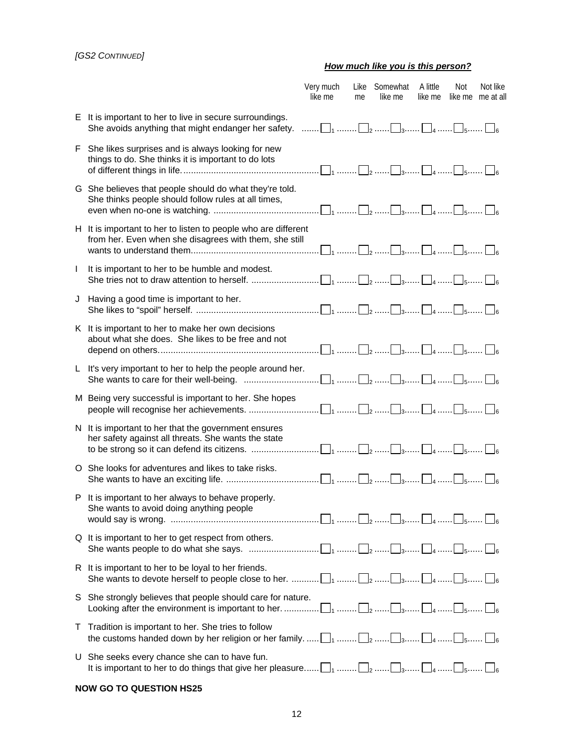*[GS2 CONTINUED]*

***How much like you is this person?***

| | | Very much like me | Like me | Somewhat like me | A little like me | Not like me | Not like me at all |
|---|---|---|---|---|---|---|---|
| E | It is important to her to live in secure surroundings. She avoids anything that might endanger her safety. | ☐1 | ☐2 | ☐3 | ☐4 | ☐5 | ☐6 |
| F | She likes surprises and is always looking for new things to do. She thinks it is important to do lots of different things in life. | ☐1 | ☐2 | ☐3 | ☐4 | ☐5 | ☐6 |
| G | She believes that people should do what they're told. She thinks people should follow rules at all times, even when no-one is watching. | ☐1 | ☐2 | ☐3 | ☐4 | ☐5 | ☐6 |
| H | It is important to her to listen to people who are different from her. Even when she disagrees with them, she still wants to understand them. | ☐1 | ☐2 | ☐3 | ☐4 | ☐5 | ☐6 |
| I | It is important to her to be humble and modest. She tries not to draw attention to herself. | ☐1 | ☐2 | ☐3 | ☐4 | ☐5 | ☐6 |
| J | Having a good time is important to her. She likes to "spoil" herself. | ☐1 | ☐2 | ☐3 | ☐4 | ☐5 | ☐6 |
| K | It is important to her to make her own decisions about what she does. She likes to be free and not depend on others. | ☐1 | ☐2 | ☐3 | ☐4 | ☐5 | ☐6 |
| L | It's very important to her to help the people around her. She wants to care for their well-being. | ☐1 | ☐2 | ☐3 | ☐4 | ☐5 | ☐6 |
| M | Being very successful is important to her. She hopes people will recognise her achievements. | ☐1 | ☐2 | ☐3 | ☐4 | ☐5 | ☐6 |
| N | It is important to her that the government ensures her safety against all threats. She wants the state to be strong so it can defend its citizens. | ☐1 | ☐2 | ☐3 | ☐4 | ☐5 | ☐6 |
| O | She looks for adventures and likes to take risks. She wants to have an exciting life. | ☐1 | ☐2 | ☐3 | ☐4 | ☐5 | ☐6 |
| P | It is important to her always to behave properly. She wants to avoid doing anything people would say is wrong. | ☐1 | ☐2 | ☐3 | ☐4 | ☐5 | ☐6 |
| Q | It is important to her to get respect from others. She wants people to do what she says. | ☐1 | ☐2 | ☐3 | ☐4 | ☐5 | ☐6 |
| R | It is important to her to be loyal to her friends. She wants to devote herself to people close to her. | ☐1 | ☐2 | ☐3 | ☐4 | ☐5 | ☐6 |
| S | She strongly believes that people should care for nature. Looking after the environment is important to her. | ☐1 | ☐2 | ☐3 | ☐4 | ☐5 | ☐6 |
| T | Tradition is important to her. She tries to follow the customs handed down by her religion or her family. | ☐1 | ☐2 | ☐3 | ☐4 | ☐5 | ☐6 |
| U | She seeks every chance she can to have fun. It is important to her to do things that give her pleasure. | ☐1 | ☐2 | ☐3 | ☐4 | ☐5 | ☐6 |

**NOW GO TO QUESTION HS25**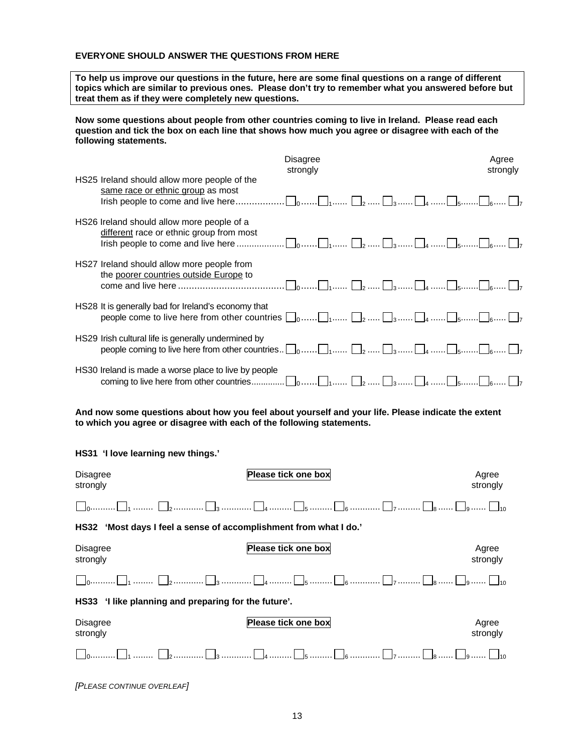**EVERYONE SHOULD ANSWER THE QUESTIONS FROM HERE**

**To help us improve our questions in the future, here are some final questions on a range of different topics which are similar to previous ones. Please don't try to remember what you answered before but treat them as if they were completely new questions.**

**Now some questions about people from other countries coming to live in Ireland. Please read each question and tick the box on each line that shows how much you agree or disagree with each of the following statements.**

| | Disagree strongly | | | | | | | Agree strongly |
|---|---|---|---|---|---|---|---|---|
| HS25 Ireland should allow more people of the <u>same race or ethnic group</u> as most Irish people to come and live here | ☐ 0 | ☐ 1 | ☐ 2 | ☐ 3 | ☐ 4 | ☐ 5 | ☐ 6 | ☐ 7 |
| HS26 Ireland should allow more people of a <u>different</u> race or ethnic group from most Irish people to come and live here | ☐ 0 | ☐ 1 | ☐ 2 | ☐ 3 | ☐ 4 | ☐ 5 | ☐ 6 | ☐ 7 |
| HS27 Ireland should allow more people from the <u>poorer countries outside Europe</u> to come and live here | ☐ 0 | ☐ 1 | ☐ 2 | ☐ 3 | ☐ 4 | ☐ 5 | ☐ 6 | ☐ 7 |
| HS28 It is generally bad for Ireland's economy that people come to live here from other countries | ☐ 0 | ☐ 1 | ☐ 2 | ☐ 3 | ☐ 4 | ☐ 5 | ☐ 6 | ☐ 7 |
| HS29 Irish cultural life is generally undermined by people coming to live here from other countries | ☐ 0 | ☐ 1 | ☐ 2 | ☐ 3 | ☐ 4 | ☐ 5 | ☐ 6 | ☐ 7 |
| HS30 Ireland is made a worse place to live by people coming to live here from other countries | ☐ 0 | ☐ 1 | ☐ 2 | ☐ 3 | ☐ 4 | ☐ 5 | ☐ 6 | ☐ 7 |

**And now some questions about how you feel about yourself and your life. Please indicate the extent to which you agree or disagree with each of the following statements.**

**HS31 'I love learning new things.'**

Disagree strongly — **Please tick one box** — Agree strongly

☐ 0 ☐ 1 ☐ 2 ☐ 3 ☐ 4 ☐ 5 ☐ 6 ☐ 7 ☐ 8 ☐ 9 ☐ 10

**HS32 'Most days I feel a sense of accomplishment from what I do.'**

Disagree strongly — **Please tick one box** — Agree strongly

☐ 0 ☐ 1 ☐ 2 ☐ 3 ☐ 4 ☐ 5 ☐ 6 ☐ 7 ☐ 8 ☐ 9 ☐ 10

**HS33 'I like planning and preparing for the future'.**

Disagree strongly — **Please tick one box** — Agree strongly

☐ 0 ☐ 1 ☐ 2 ☐ 3 ☐ 4 ☐ 5 ☐ 6 ☐ 7 ☐ 8 ☐ 9 ☐ 10

*[PLEASE CONTINUE OVERLEAF]*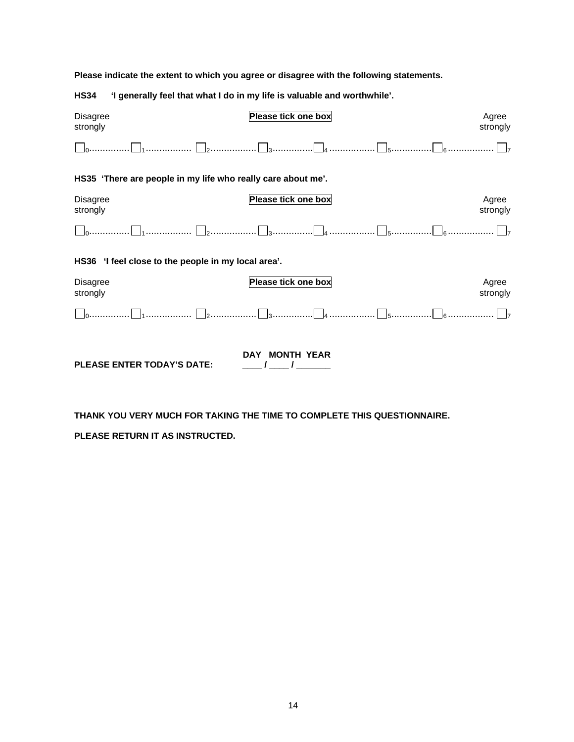**Please indicate the extent to which you agree or disagree with the following statements.**

**HS34 'I generally feel that what I do in my life is valuable and worthwhile'.**

Disagree strongly | **Please tick one box** | Agree strongly

☐0 ………… ☐1 ………… ☐2 ………… ☐3 ………… ☐4 ………… ☐5 ………… ☐6 ………… ☐7

**HS35 'There are people in my life who really care about me'.**

Disagree strongly | **Please tick one box** | Agree strongly

☐0 ………… ☐1 ………… ☐2 ………… ☐3 ………… ☐4 ………… ☐5 ………… ☐6 ………… ☐7

**HS36 'I feel close to the people in my local area'.**

Disagree strongly | **Please tick one box** | Agree strongly

☐0 ………… ☐1 ………… ☐2 ………… ☐3 ………… ☐4 ………… ☐5 ………… ☐6 ………… ☐7

**PLEASE ENTER TODAY'S DATE:** **DAY MONTH YEAR** ____ / ____ / ______

**THANK YOU VERY MUCH FOR TAKING THE TIME TO COMPLETE THIS QUESTIONNAIRE.**

**PLEASE RETURN IT AS INSTRUCTED.**